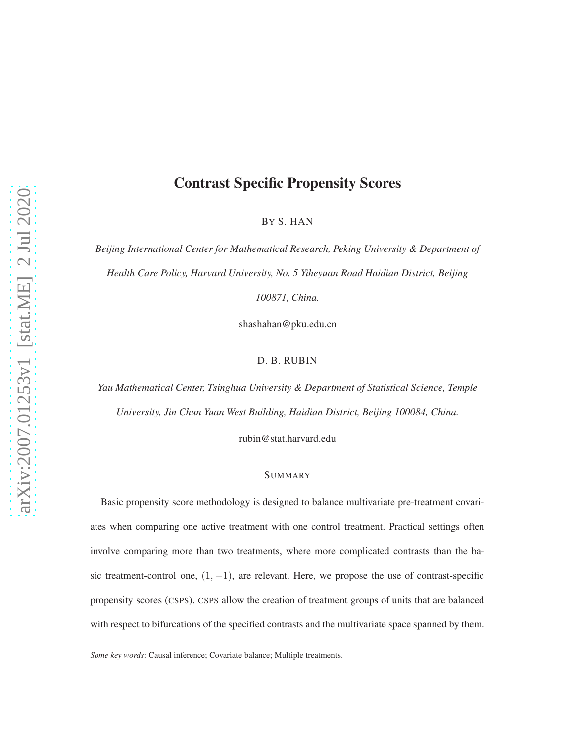# Contrast Specific Propensity Scores

BY S. HAN

*Beijing International Center for Mathematical Research, Peking University & Department of Health Care Policy, Harvard University, No. 5 Yiheyuan Road Haidian District, Beijing 100871, China.*

shashahan@pku.edu.cn

D. B. RUBIN

*Yau Mathematical Center, Tsinghua University & Department of Statistical Science, Temple University, Jin Chun Yuan West Building, Haidian District, Beijing 100084, China.*

rubin@stat.harvard.edu

## SUMMARY

Basic propensity score methodology is designed to balance multivariate pre-treatment covariates when comparing one active treatment with one control treatment. Practical settings often involve comparing more than two treatments, where more complicated contrasts than the basic treatment-control one, $(1, -1)$, are relevant. Here, we propose the use of contrast-specific propensity scores (CSPS). CSPS allow the creation of treatment groups of units that are balanced with respect to bifurcations of the specified contrasts and the multivariate space spanned by them.

*Some key words*: Causal inference; Covariate balance; Multiple treatments.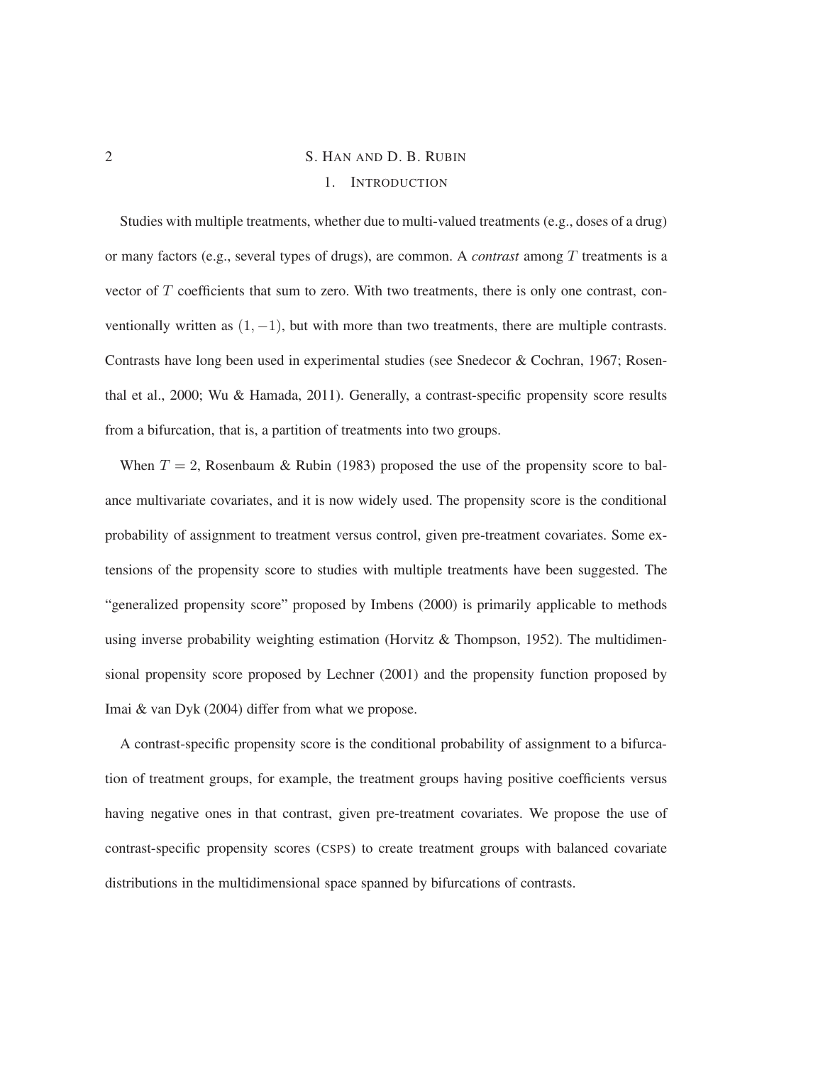## 1. INTRODUCTION

Studies with multiple treatments, whether due to multi-valued treatments (e.g., doses of a drug) or many factors (e.g., several types of drugs), are common. A *contrast* among $T$ treatments is a vector of $T$ coefficients that sum to zero. With two treatments, there is only one contrast, conventionally written as $(1, -1)$, but with more than two treatments, there are multiple contrasts. Contrasts have long been used in experimental studies (see Snedecor & Cochran, 1967; Rosenthal et al., 2000; Wu & Hamada, 2011). Generally, a contrast-specific propensity score results from a bifurcation, that is, a partition of treatments into two groups.

When $T = 2$, Rosenbaum & Rubin (1983) proposed the use of the propensity score to balance multivariate covariates, and it is now widely used. The propensity score is the conditional probability of assignment to treatment versus control, given pre-treatment covariates. Some extensions of the propensity score to studies with multiple treatments have been suggested. The "generalized propensity score" proposed by Imbens (2000) is primarily applicable to methods using inverse probability weighting estimation (Horvitz & Thompson, 1952). The multidimensional propensity score proposed by Lechner (2001) and the propensity function proposed by Imai & van Dyk (2004) differ from what we propose.

A contrast-specific propensity score is the conditional probability of assignment to a bifurcation of treatment groups, for example, the treatment groups having positive coefficients versus having negative ones in that contrast, given pre-treatment covariates. We propose the use of contrast-specific propensity scores (CSPS) to create treatment groups with balanced covariate distributions in the multidimensional space spanned by bifurcations of contrasts.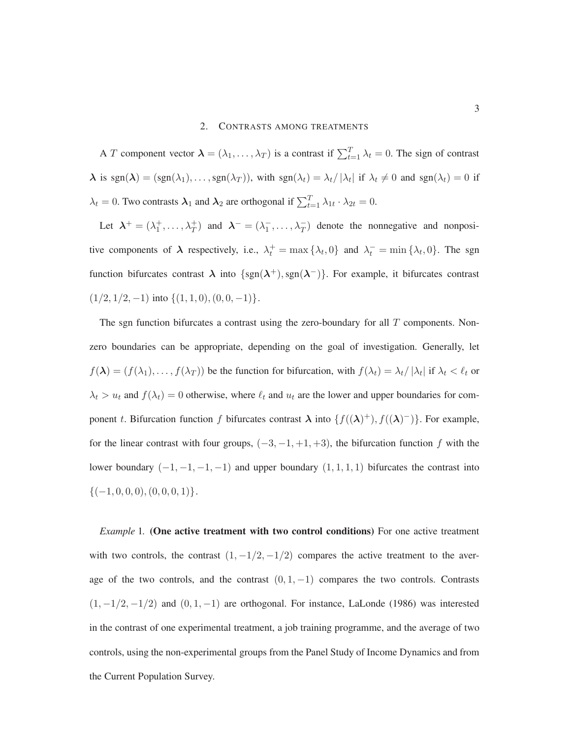## 2. Contrasts among treatments

A $T$ component vector $\boldsymbol{\lambda} = (\lambda_1, \ldots, \lambda_T)$ is a contrast if $\sum_{t=1}^{T} \lambda_t = 0$. The sign of contrast $\boldsymbol{\lambda}$ is $\text{sgn}(\boldsymbol{\lambda}) = (\text{sgn}(\lambda_1), \ldots, \text{sgn}(\lambda_T))$, with $\text{sgn}(\lambda_t) = \lambda_t / |\lambda_t|$ if $\lambda_t \neq 0$ and $\text{sgn}(\lambda_t) = 0$ if $\lambda_t = 0$. Two contrasts $\boldsymbol{\lambda}_1$ and $\boldsymbol{\lambda}_2$ are orthogonal if $\sum_{t=1}^{T} \lambda_{1t} \cdot \lambda_{2t} = 0$.

Let $\boldsymbol{\lambda}^+ = (\lambda_1^+, \ldots, \lambda_T^+)$ and $\boldsymbol{\lambda}^- = (\lambda_1^-, \ldots, \lambda_T^-)$ denote the nonnegative and nonpositive components of $\boldsymbol{\lambda}$ respectively, i.e., $\lambda_t^+ = \max\{\lambda_t, 0\}$ and $\lambda_t^- = \min\{\lambda_t, 0\}$. The sgn function bifurcates contrast $\boldsymbol{\lambda}$ into $\{\text{sgn}(\boldsymbol{\lambda}^+), \text{sgn}(\boldsymbol{\lambda}^-)\}$. For example, it bifurcates contrast $(1/2, 1/2, -1)$ into $\{(1, 1, 0), (0, 0, -1)\}$.

The sgn function bifurcates a contrast using the zero-boundary for all $T$ components. Non-zero boundaries can be appropriate, depending on the goal of investigation. Generally, let $f(\boldsymbol{\lambda}) = (f(\lambda_1), \ldots, f(\lambda_T))$ be the function for bifurcation, with $f(\lambda_t) = \lambda_t / |\lambda_t|$ if $\lambda_t < \ell_t$ or $\lambda_t > u_t$ and $f(\lambda_t) = 0$ otherwise, where $\ell_t$ and $u_t$ are the lower and upper boundaries for component $t$. Bifurcation function $f$ bifurcates contrast $\boldsymbol{\lambda}$ into $\{f((\boldsymbol{\lambda})^+), f((\boldsymbol{\lambda})^-)\}$. For example, for the linear contrast with four groups, $(-3, -1, +1, +3)$, the bifurcation function $f$ with the lower boundary $(-1, -1, -1, -1)$ and upper boundary $(1, 1, 1, 1)$ bifurcates the contrast into $\{(-1, 0, 0, 0), (0, 0, 0, 1)\}$.

*Example* 1. **(One active treatment with two control conditions)** For one active treatment with two controls, the contrast $(1, -1/2, -1/2)$ compares the active treatment to the average of the two controls, and the contrast $(0, 1, -1)$ compares the two controls. Contrasts $(1, -1/2, -1/2)$ and $(0, 1, -1)$ are orthogonal. For instance, LaLonde (1986) was interested in the contrast of one experimental treatment, a job training programme, and the average of two controls, using the non-experimental groups from the Panel Study of Income Dynamics and from the Current Population Survey.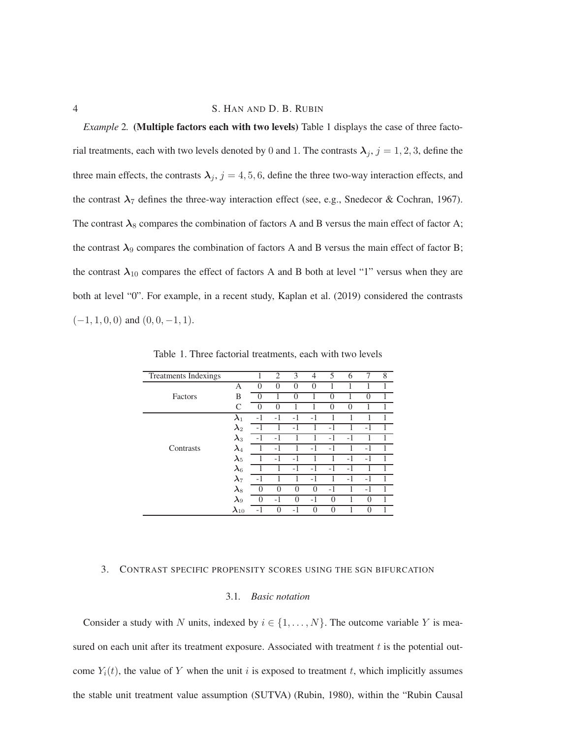*Example* 2. **(Multiple factors each with two levels)** Table 1 displays the case of three factorial treatments, each with two levels denoted by 0 and 1. The contrasts $\boldsymbol{\lambda}_j$, $j = 1, 2, 3$, define the three main effects, the contrasts $\boldsymbol{\lambda}_j$, $j = 4, 5, 6$, define the three two-way interaction effects, and the contrast $\boldsymbol{\lambda}_7$ defines the three-way interaction effect (see, e.g., Snedecor & Cochran, 1967). The contrast $\boldsymbol{\lambda}_8$ compares the combination of factors A and B versus the main effect of factor A; the contrast $\boldsymbol{\lambda}_9$ compares the combination of factors A and B versus the main effect of factor B; the contrast $\boldsymbol{\lambda}_{10}$ compares the effect of factors A and B both at level "1" versus when they are both at level "0". For example, in a recent study, Kaplan et al. (2019) considered the contrasts $(-1, 1, 0, 0)$ and $(0, 0, -1, 1)$.

Table 1. Three factorial treatments, each with two levels

| Treatments Indexings | | 1 | 2 | 3 | 4 | 5 | 6 | 7 | 8 |
|---|---|---|---|---|---|---|---|---|---|
| Factors | A | 0 | 0 | 0 | 0 | 1 | 1 | 1 | 1 |
| | B | 0 | 1 | 0 | 1 | 0 | 1 | 0 | 1 |
| | C | 0 | 0 | 1 | 1 | 0 | 0 | 1 | 1 |
| Contrasts | $\boldsymbol{\lambda}_1$ | -1 | -1 | -1 | -1 | 1 | 1 | 1 | 1 |
| | $\boldsymbol{\lambda}_2$ | -1 | 1 | -1 | 1 | -1 | 1 | -1 | 1 |
| | $\boldsymbol{\lambda}_3$ | -1 | -1 | 1 | 1 | -1 | -1 | 1 | 1 |
| | $\boldsymbol{\lambda}_4$ | 1 | -1 | 1 | -1 | -1 | 1 | -1 | 1 |
| | $\boldsymbol{\lambda}_5$ | 1 | -1 | -1 | 1 | 1 | -1 | -1 | 1 |
| | $\boldsymbol{\lambda}_6$ | 1 | 1 | -1 | -1 | -1 | -1 | 1 | 1 |
| | $\boldsymbol{\lambda}_7$ | -1 | 1 | 1 | -1 | 1 | -1 | -1 | 1 |
| | $\boldsymbol{\lambda}_8$ | 0 | 0 | 0 | 0 | -1 | 1 | -1 | 1 |
| | $\boldsymbol{\lambda}_9$ | 0 | -1 | 0 | -1 | 0 | 1 | 0 | 1 |
| | $\boldsymbol{\lambda}_{10}$ | -1 | 0 | -1 | 0 | 0 | 1 | 0 | 1 |

## 3. Contrast specific propensity scores using the SGN bifurcation

### 3.1. *Basic notation*

Consider a study with $N$ units, indexed by $i \in \{1, \ldots, N\}$. The outcome variable $Y$ is measured on each unit after its treatment exposure. Associated with treatment $t$ is the potential outcome $Y_i(t)$, the value of $Y$ when the unit $i$ is exposed to treatment $t$, which implicitly assumes the stable unit treatment value assumption (SUTVA) (Rubin, 1980), within the "Rubin Causal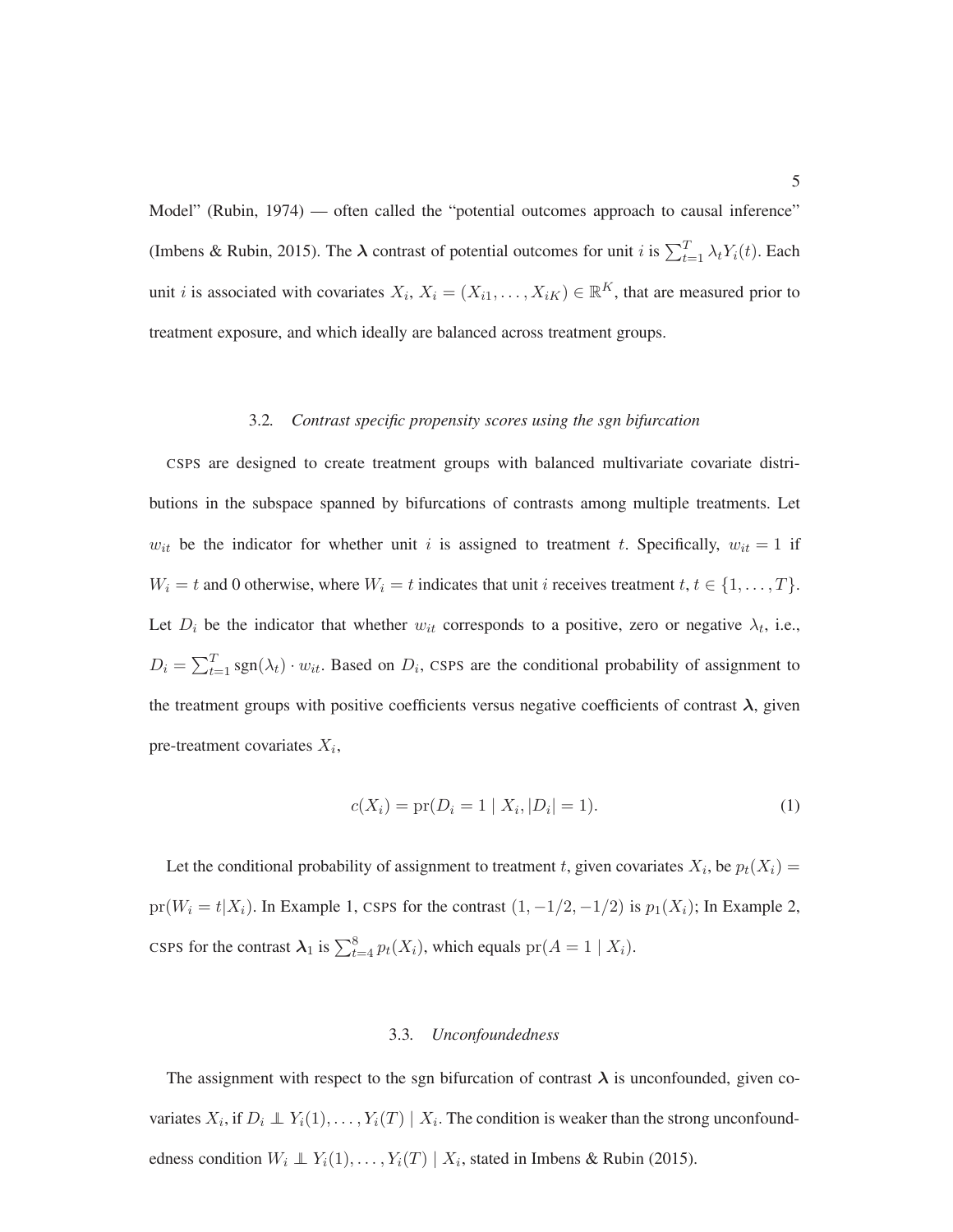Model" (Rubin, 1974) — often called the "potential outcomes approach to causal inference" (Imbens & Rubin, 2015). The $\boldsymbol{\lambda}$ contrast of potential outcomes for unit $i$ is $\sum_{t=1}^{T} \lambda_t Y_i(t)$. Each unit $i$ is associated with covariates $X_i$, $X_i = (X_{i1}, \ldots, X_{iK}) \in \mathbb{R}^K$, that are measured prior to treatment exposure, and which ideally are balanced across treatment groups.

### 3.2. *Contrast specific propensity scores using the sgn bifurcation*

CSPS are designed to create treatment groups with balanced multivariate covariate distributions in the subspace spanned by bifurcations of contrasts among multiple treatments. Let $w_{it}$ be the indicator for whether unit $i$ is assigned to treatment $t$. Specifically, $w_{it} = 1$ if $W_i = t$ and 0 otherwise, where $W_i = t$ indicates that unit $i$ receives treatment $t$, $t \in \{1, \ldots, T\}$. Let $D_i$ be the indicator that whether $w_{it}$ corresponds to a positive, zero or negative $\lambda_t$, i.e., $D_i = \sum_{t=1}^{T} \mathrm{sgn}(\lambda_t) \cdot w_{it}$. Based on $D_i$, CSPS are the conditional probability of assignment to the treatment groups with positive coefficients versus negative coefficients of contrast $\boldsymbol{\lambda}$, given pre-treatment covariates $X_i$,

$$c(X_i) = \mathrm{pr}(D_i = 1 \mid X_i, |D_i| = 1). \tag{1}$$

Let the conditional probability of assignment to treatment $t$, given covariates $X_i$, be $p_t(X_i) = \mathrm{pr}(W_i = t | X_i)$. In Example 1, CSPS for the contrast $(1, -1/2, -1/2)$ is $p_1(X_i)$; In Example 2, CSPS for the contrast $\boldsymbol{\lambda}_1$ is $\sum_{t=4}^{8} p_t(X_i)$, which equals $\mathrm{pr}(A = 1 \mid X_i)$.

### 3.3. *Unconfoundedness*

The assignment with respect to the sgn bifurcation of contrast $\boldsymbol{\lambda}$ is unconfounded, given covariates $X_i$, if $D_i \perp\!\!\!\perp Y_i(1), \ldots, Y_i(T) \mid X_i$. The condition is weaker than the strong unconfoundedness condition $W_i \perp\!\!\!\perp Y_i(1), \ldots, Y_i(T) \mid X_i$, stated in Imbens & Rubin (2015).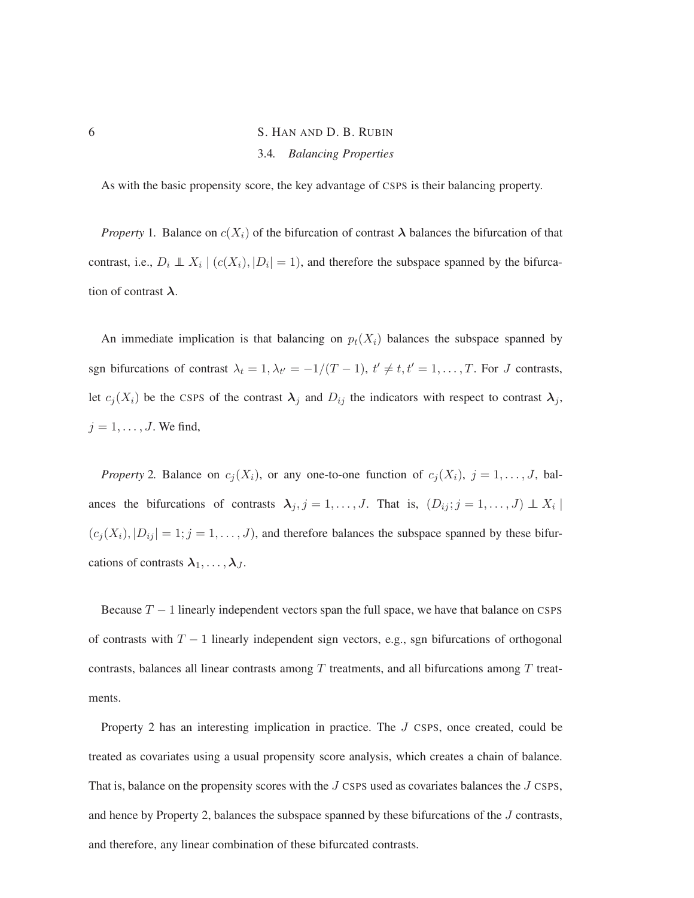### 3.4. *Balancing Properties*

As with the basic propensity score, the key advantage of CSPS is their balancing property.

*Property* 1. Balance on $c(X_i)$ of the bifurcation of contrast $\boldsymbol{\lambda}$ balances the bifurcation of that contrast, i.e., $D_i \perp\!\!\!\perp X_i \mid (c(X_i), |D_i| = 1)$, and therefore the subspace spanned by the bifurcation of contrast $\boldsymbol{\lambda}$.

An immediate implication is that balancing on $p_t(X_i)$ balances the subspace spanned by sgn bifurcations of contrast $\lambda_t = 1, \lambda_{t'} = -1/(T-1)$, $t' \neq t, t' = 1, \ldots, T$. For $J$ contrasts, let $c_j(X_i)$ be the CSPS of the contrast $\boldsymbol{\lambda}_j$ and $D_{ij}$ the indicators with respect to contrast $\boldsymbol{\lambda}_j$, $j = 1, \ldots, J$. We find,

*Property* 2. Balance on $c_j(X_i)$, or any one-to-one function of $c_j(X_i)$, $j = 1, \ldots, J$, balances the bifurcations of contrasts $\boldsymbol{\lambda}_j, j = 1, \ldots, J$. That is, $(D_{ij}; j = 1, \ldots, J) \perp\!\!\!\perp X_i \mid (c_j(X_i), |D_{ij}| = 1; j = 1, \ldots, J)$, and therefore balances the subspace spanned by these bifurcations of contrasts $\boldsymbol{\lambda}_1, \ldots, \boldsymbol{\lambda}_J$.

Because $T-1$ linearly independent vectors span the full space, we have that balance on CSPS of contrasts with $T-1$ linearly independent sign vectors, e.g., sgn bifurcations of orthogonal contrasts, balances all linear contrasts among $T$ treatments, and all bifurcations among $T$ treatments.

Property 2 has an interesting implication in practice. The $J$ CSPS, once created, could be treated as covariates using a usual propensity score analysis, which creates a chain of balance. That is, balance on the propensity scores with the $J$ CSPS used as covariates balances the $J$ CSPS, and hence by Property 2, balances the subspace spanned by these bifurcations of the $J$ contrasts, and therefore, any linear combination of these bifurcated contrasts.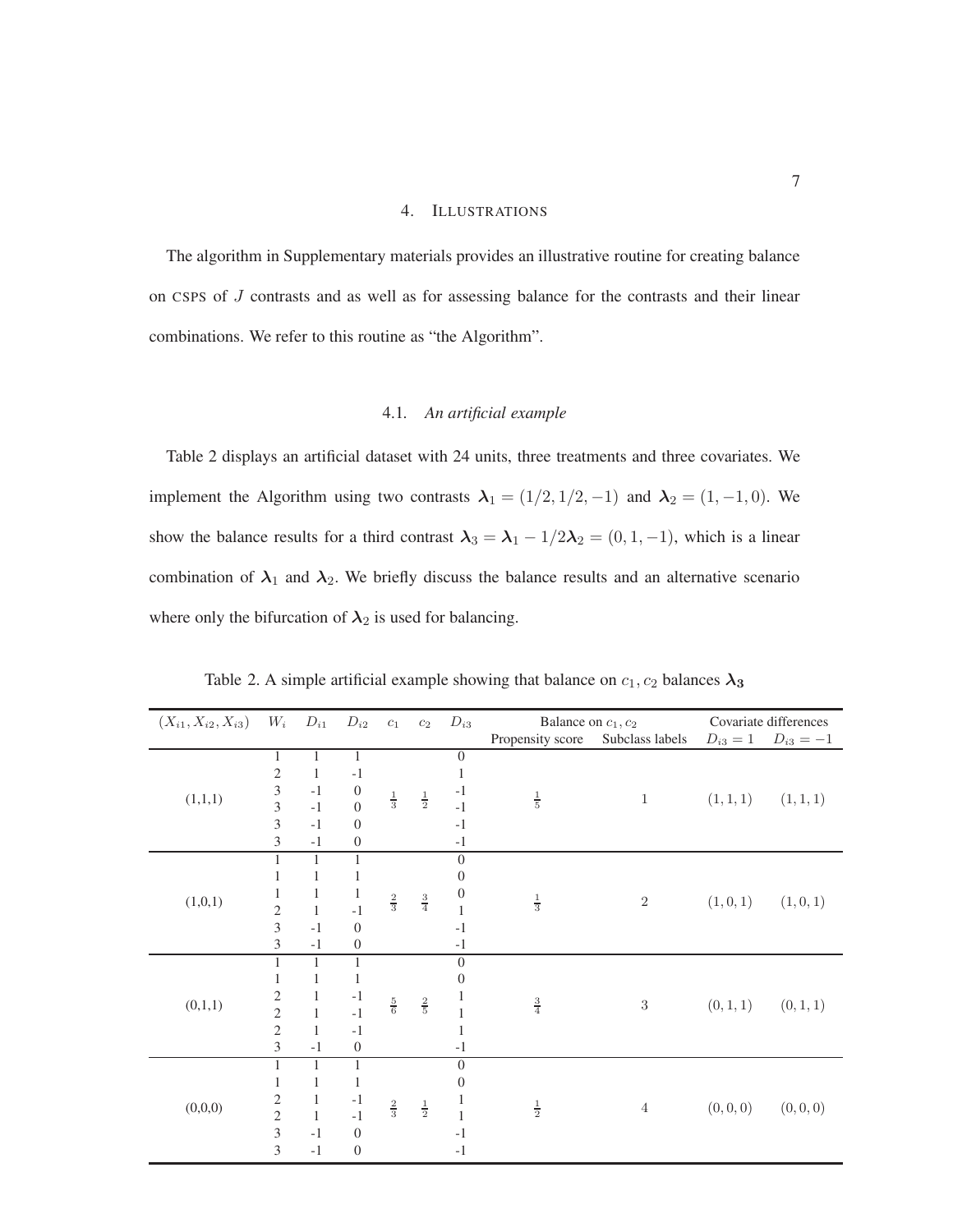## 4. ILLUSTRATIONS

The algorithm in Supplementary materials provides an illustrative routine for creating balance on CSPS of $J$ contrasts and as well as for assessing balance for the contrasts and their linear combinations. We refer to this routine as "the Algorithm".

### 4.1. *An artificial example*

Table 2 displays an artificial dataset with 24 units, three treatments and three covariates. We implement the Algorithm using two contrasts $\boldsymbol{\lambda}_1 = (1/2, 1/2, -1)$ and $\boldsymbol{\lambda}_2 = (1, -1, 0)$. We show the balance results for a third contrast $\boldsymbol{\lambda}_3 = \boldsymbol{\lambda}_1 - 1/2\boldsymbol{\lambda}_2 = (0, 1, -1)$, which is a linear combination of $\boldsymbol{\lambda}_1$ and $\boldsymbol{\lambda}_2$. We briefly discuss the balance results and an alternative scenario where only the bifurcation of $\boldsymbol{\lambda}_2$ is used for balancing.

Table 2. A simple artificial example showing that balance on $c_1, c_2$ balances $\boldsymbol{\lambda_3}$

| $(X_{i1}, X_{i2}, X_{i3})$ | $W_i$ | $D_{i1}$ | $D_{i2}$ | $c_1$ | $c_2$ | $D_{i3}$ | Balance on $c_1, c_2$ | | Covariate differences | |
|---|---|---|---|---|---|---|---|---|---|---|
| | | | | | | | Propensity score | Subclass labels | $D_{i3} = 1$ | $D_{i3} = -1$ |
| (1,1,1) | 1 | 1 | 1 | $\frac{1}{3}$ | $\frac{1}{2}$ | 0 | $\frac{1}{5}$ | 1 | $(1,1,1)$ | $(1,1,1)$ |
| | 2 | 1 | -1 | | | 1 | | | | |
| | 3 | -1 | 0 | | | -1 | | | | |
| | 3 | -1 | 0 | | | -1 | | | | |
| | 3 | -1 | 0 | | | -1 | | | | |
| | 3 | -1 | 0 | | | -1 | | | | |
| (1,0,1) | 1 | 1 | 1 | $\frac{2}{3}$ | $\frac{3}{4}$ | 0 | $\frac{1}{3}$ | 2 | $(1,0,1)$ | $(1,0,1)$ |
| | 1 | 1 | 1 | | | 0 | | | | |
| | 1 | 1 | 1 | | | 0 | | | | |
| | 2 | 1 | -1 | | | 1 | | | | |
| | 3 | -1 | 0 | | | -1 | | | | |
| | 3 | -1 | 0 | | | -1 | | | | |
| (0,1,1) | 1 | 1 | 1 | $\frac{5}{6}$ | $\frac{2}{5}$ | 0 | $\frac{3}{4}$ | 3 | $(0,1,1)$ | $(0,1,1)$ |
| | 1 | 1 | 1 | | | 0 | | | | |
| | 2 | 1 | -1 | | | 1 | | | | |
| | 2 | 1 | -1 | | | 1 | | | | |
| | 2 | 1 | -1 | | | 1 | | | | |
| | 3 | -1 | 0 | | | -1 | | | | |
| (0,0,0) | 1 | 1 | 1 | $\frac{2}{3}$ | $\frac{1}{2}$ | 0 | $\frac{1}{2}$ | 4 | $(0,0,0)$ | $(0,0,0)$ |
| | 1 | 1 | 1 | | | 0 | | | | |
| | 2 | 1 | -1 | | | 1 | | | | |
| | 2 | 1 | -1 | | | 1 | | | | |
| | 3 | -1 | 0 | | | -1 | | | | |
| | 3 | -1 | 0 | | | -1 | | | | |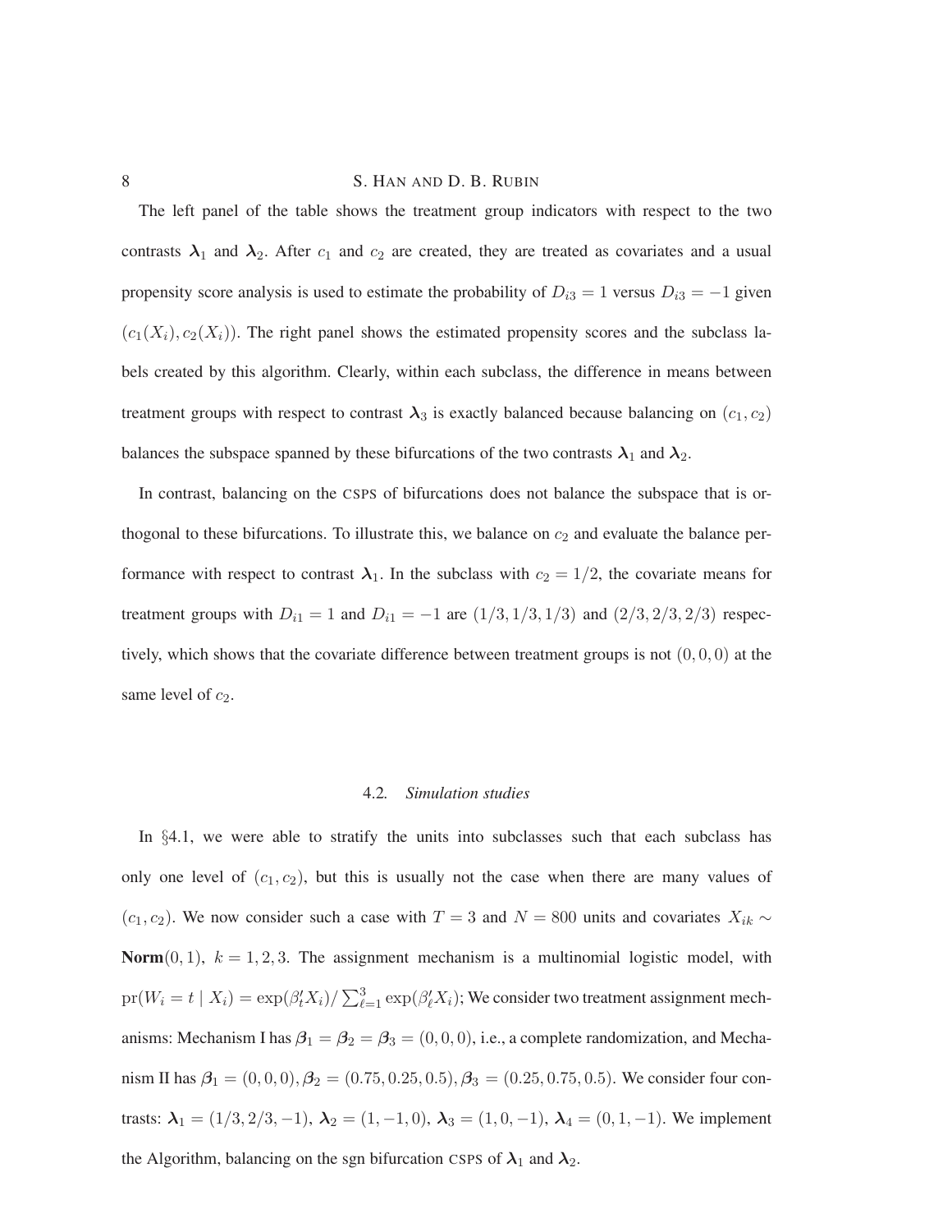The left panel of the table shows the treatment group indicators with respect to the two contrasts $\boldsymbol{\lambda}_1$ and $\boldsymbol{\lambda}_2$. After $c_1$ and $c_2$ are created, they are treated as covariates and a usual propensity score analysis is used to estimate the probability of $D_{i3} = 1$ versus $D_{i3} = -1$ given $(c_1(X_i), c_2(X_i))$. The right panel shows the estimated propensity scores and the subclass labels created by this algorithm. Clearly, within each subclass, the difference in means between treatment groups with respect to contrast $\boldsymbol{\lambda}_3$ is exactly balanced because balancing on $(c_1, c_2)$ balances the subspace spanned by these bifurcations of the two contrasts $\boldsymbol{\lambda}_1$ and $\boldsymbol{\lambda}_2$.

In contrast, balancing on the CSPS of bifurcations does not balance the subspace that is orthogonal to these bifurcations. To illustrate this, we balance on $c_2$ and evaluate the balance performance with respect to contrast $\boldsymbol{\lambda}_1$. In the subclass with $c_2 = 1/2$, the covariate means for treatment groups with $D_{i1} = 1$ and $D_{i1} = -1$ are $(1/3, 1/3, 1/3)$ and $(2/3, 2/3, 2/3)$ respectively, which shows that the covariate difference between treatment groups is not $(0, 0, 0)$ at the same level of $c_2$.

### 4.2. *Simulation studies*

In §4.1, we were able to stratify the units into subclasses such that each subclass has only one level of $(c_1, c_2)$, but this is usually not the case when there are many values of $(c_1, c_2)$. We now consider such a case with $T = 3$ and $N = 800$ units and covariates $X_{ik} \sim \textbf{Norm}(0, 1)$, $k = 1, 2, 3$. The assignment mechanism is a multinomial logistic model, with $\text{pr}(W_i = t \mid X_i) = \exp(\beta_t' X_i) / \sum_{\ell=1}^{3} \exp(\beta_\ell' X_i)$; We consider two treatment assignment mechanisms: Mechanism I has $\boldsymbol{\beta}_1 = \boldsymbol{\beta}_2 = \boldsymbol{\beta}_3 = (0, 0, 0)$, i.e., a complete randomization, and Mechanism II has $\boldsymbol{\beta}_1 = (0, 0, 0), \boldsymbol{\beta}_2 = (0.75, 0.25, 0.5), \boldsymbol{\beta}_3 = (0.25, 0.75, 0.5)$. We consider four contrasts: $\boldsymbol{\lambda}_1 = (1/3, 2/3, -1)$, $\boldsymbol{\lambda}_2 = (1, -1, 0)$, $\boldsymbol{\lambda}_3 = (1, 0, -1)$, $\boldsymbol{\lambda}_4 = (0, 1, -1)$. We implement the Algorithm, balancing on the sgn bifurcation CSPS of $\boldsymbol{\lambda}_1$ and $\boldsymbol{\lambda}_2$.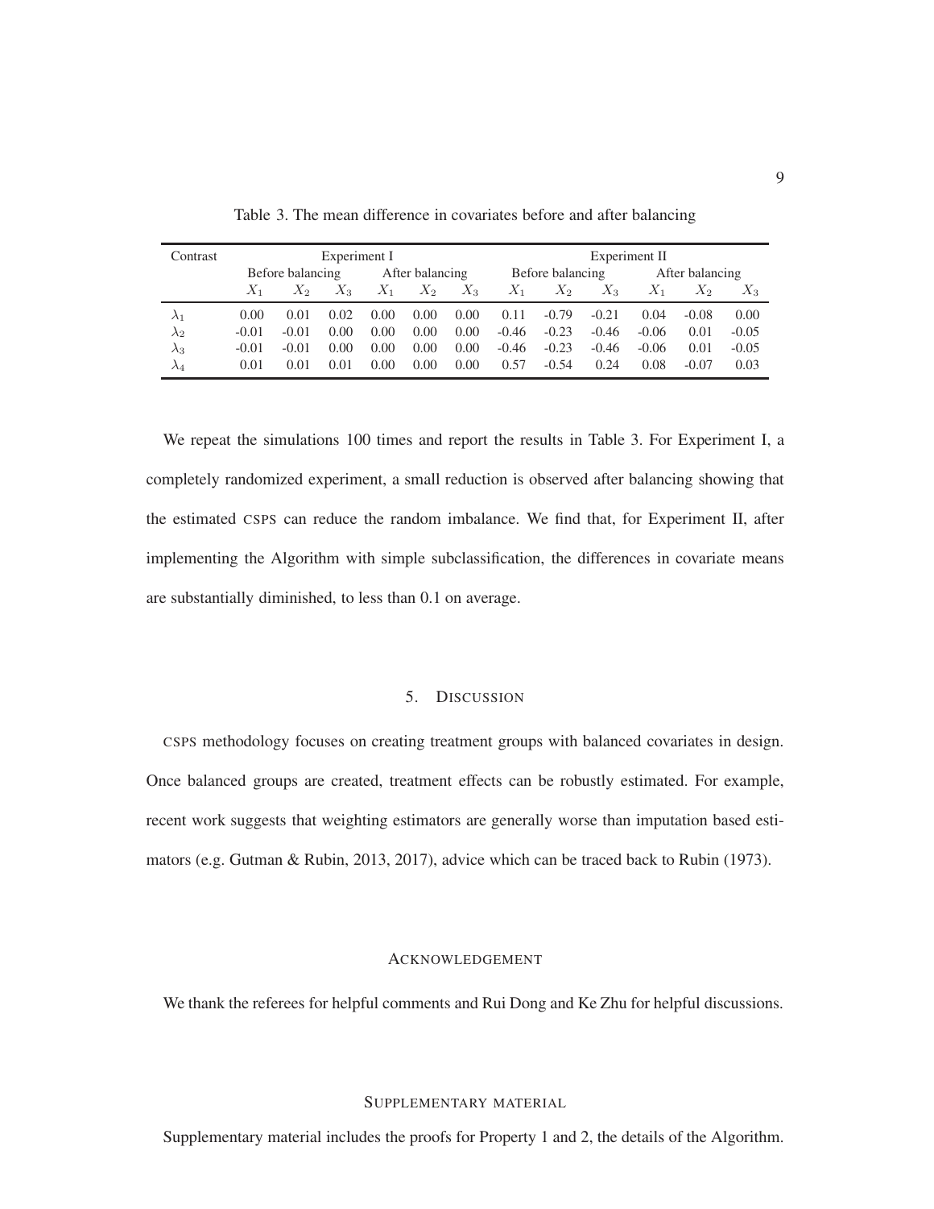Table 3. The mean difference in covariates before and after balancing

| Contrast | Experiment I | | | | | | Experiment II | | | | | |
|---|---|---|---|---|---|---|---|---|---|---|---|---|
| | Before balancing | | | After balancing | | | Before balancing | | | After balancing | | |
| | $X_1$ | $X_2$ | $X_3$ | $X_1$ | $X_2$ | $X_3$ | $X_1$ | $X_2$ | $X_3$ | $X_1$ | $X_2$ | $X_3$ |
| $\lambda_1$ | 0.00 | 0.01 | 0.02 | 0.00 | 0.00 | 0.00 | 0.11 | -0.79 | -0.21 | 0.04 | -0.08 | 0.00 |
| $\lambda_2$ | -0.01 | -0.01 | 0.00 | 0.00 | 0.00 | 0.00 | -0.46 | -0.23 | -0.46 | -0.06 | 0.01 | -0.05 |
| $\lambda_3$ | -0.01 | -0.01 | 0.00 | 0.00 | 0.00 | 0.00 | -0.46 | -0.23 | -0.46 | -0.06 | 0.01 | -0.05 |
| $\lambda_4$ | 0.01 | 0.01 | 0.01 | 0.00 | 0.00 | 0.00 | 0.57 | -0.54 | 0.24 | 0.08 | -0.07 | 0.03 |

We repeat the simulations 100 times and report the results in Table 3. For Experiment I, a completely randomized experiment, a small reduction is observed after balancing showing that the estimated CSPS can reduce the random imbalance. We find that, for Experiment II, after implementing the Algorithm with simple subclassification, the differences in covariate means are substantially diminished, to less than 0.1 on average.

## 5. Discussion

CSPS methodology focuses on creating treatment groups with balanced covariates in design. Once balanced groups are created, treatment effects can be robustly estimated. For example, recent work suggests that weighting estimators are generally worse than imputation based estimators (e.g. Gutman & Rubin, 2013, 2017), advice which can be traced back to Rubin (1973).

## Acknowledgement

We thank the referees for helpful comments and Rui Dong and Ke Zhu for helpful discussions.

## Supplementary material

Supplementary material includes the proofs for Property 1 and 2, the details of the Algorithm.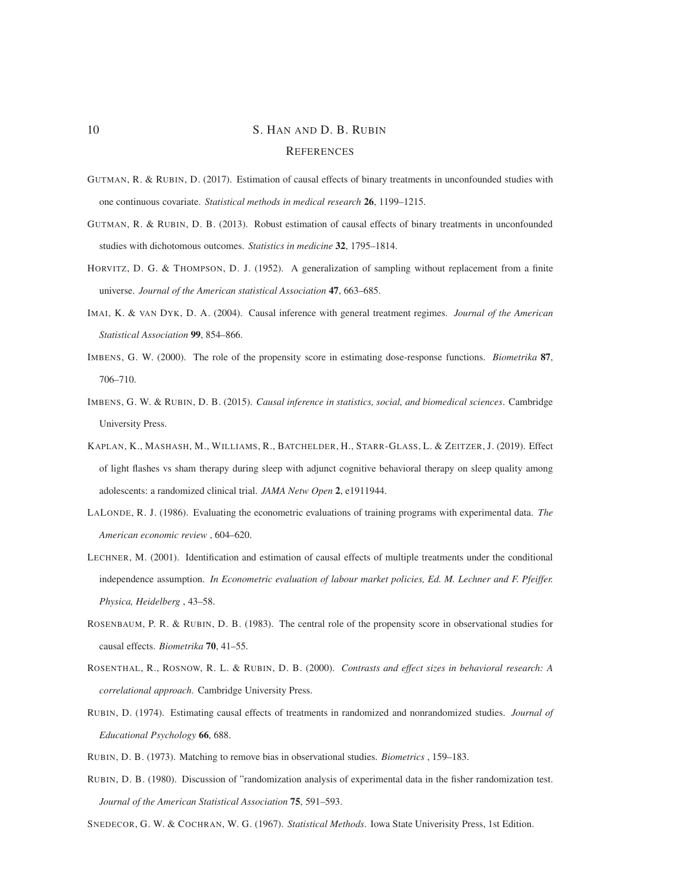## References

Gutman, R. & Rubin, D. (2017). Estimation of causal effects of binary treatments in unconfounded studies with one continuous covariate. *Statistical methods in medical research* **26**, 1199–1215.

Gutman, R. & Rubin, D. B. (2013). Robust estimation of causal effects of binary treatments in unconfounded studies with dichotomous outcomes. *Statistics in medicine* **32**, 1795–1814.

Horvitz, D. G. & Thompson, D. J. (1952). A generalization of sampling without replacement from a finite universe. *Journal of the American statistical Association* **47**, 663–685.

Imai, K. & van Dyk, D. A. (2004). Causal inference with general treatment regimes. *Journal of the American Statistical Association* **99**, 854–866.

Imbens, G. W. (2000). The role of the propensity score in estimating dose-response functions. *Biometrika* **87**, 706–710.

Imbens, G. W. & Rubin, D. B. (2015). *Causal inference in statistics, social, and biomedical sciences*. Cambridge University Press.

Kaplan, K., Mashash, M., Williams, R., Batchelder, H., Starr-Glass, L. & Zeitzer, J. (2019). Effect of light flashes vs sham therapy during sleep with adjunct cognitive behavioral therapy on sleep quality among adolescents: a randomized clinical trial. *JAMA Netw Open* **2**, e1911944.

LaLonde, R. J. (1986). Evaluating the econometric evaluations of training programs with experimental data. *The American economic review* , 604–620.

Lechner, M. (2001). Identification and estimation of causal effects of multiple treatments under the conditional independence assumption. *In Econometric evaluation of labour market policies, Ed. M. Lechner and F. Pfeiffer. Physica, Heidelberg* , 43–58.

Rosenbaum, P. R. & Rubin, D. B. (1983). The central role of the propensity score in observational studies for causal effects. *Biometrika* **70**, 41–55.

Rosenthal, R., Rosnow, R. L. & Rubin, D. B. (2000). *Contrasts and effect sizes in behavioral research: A correlational approach*. Cambridge University Press.

Rubin, D. (1974). Estimating causal effects of treatments in randomized and nonrandomized studies. *Journal of Educational Psychology* **66**, 688.

Rubin, D. B. (1973). Matching to remove bias in observational studies. *Biometrics* , 159–183.

Rubin, D. B. (1980). Discussion of "randomization analysis of experimental data in the fisher randomization test. *Journal of the American Statistical Association* **75**, 591–593.

Snedecor, G. W. & Cochran, W. G. (1967). *Statistical Methods*. Iowa State Univerisity Press, 1st Edition.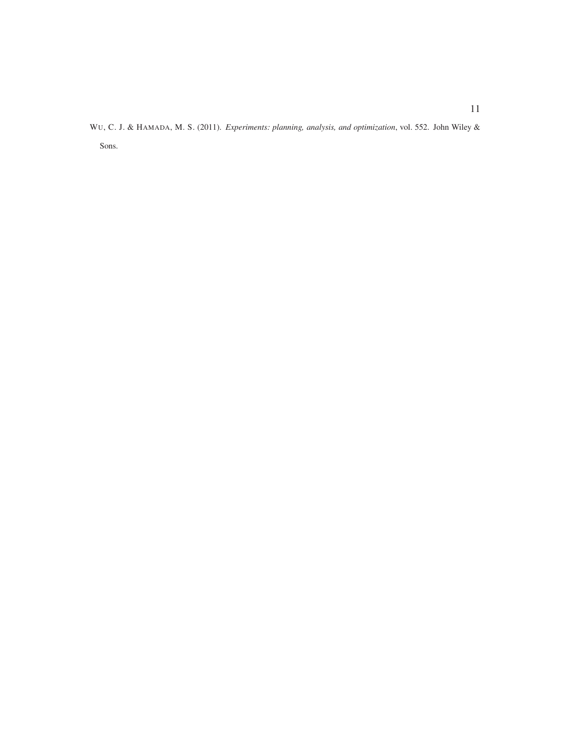Wu, C. J. & Hamada, M. S. (2011). *Experiments: planning, analysis, and optimization*, vol. 552. John Wiley & Sons.